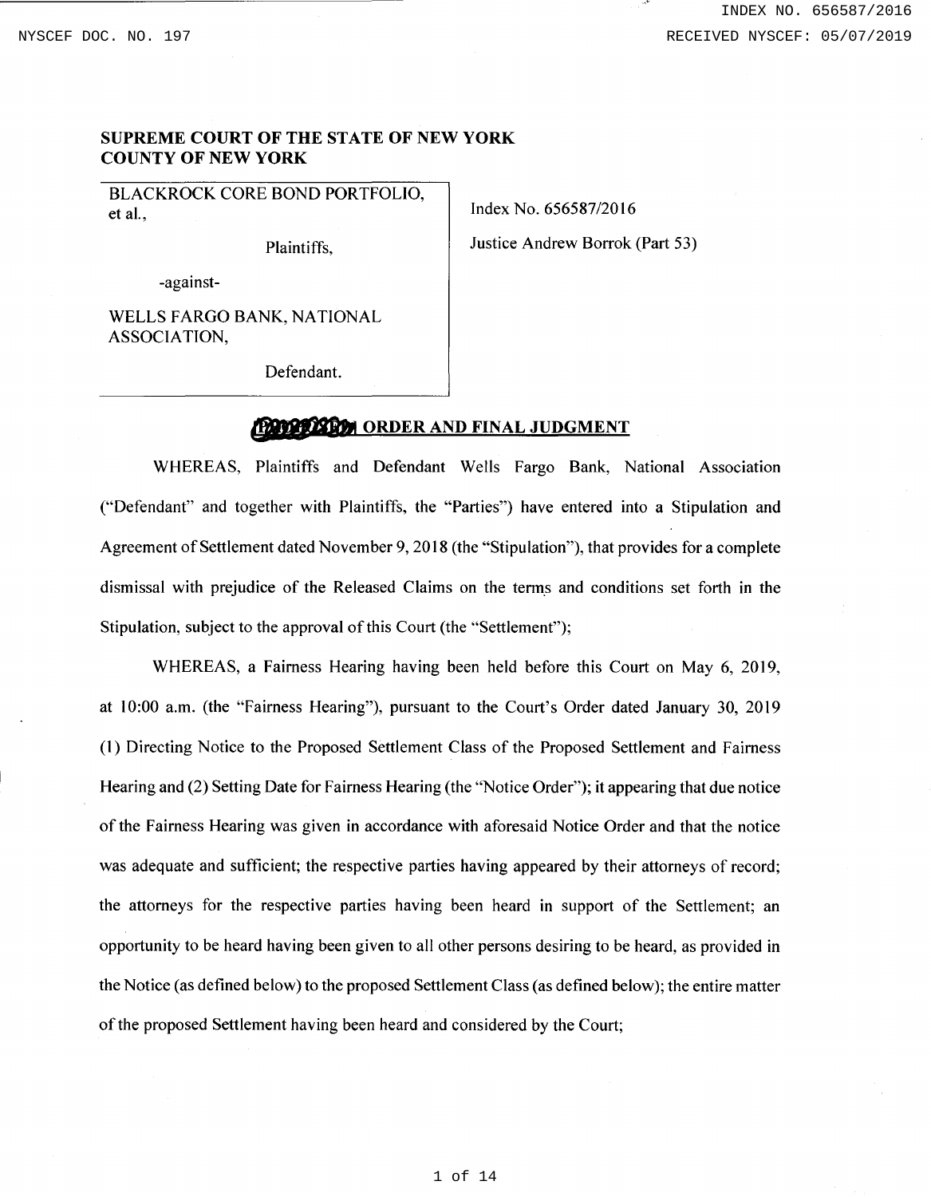INDEX NO. 656587/2016

NYSCEF DOC. NO. 197

RECEIVED NYSCEF: 05/07/2019

**SUPREME COURT OF THE STATE OF NEW YORK**
**COUNTY OF NEW YORK**

| | |
|---|---|
| BLACKROCK CORE BOND PORTFOLIO, et al., Plaintiffs, -against- WELLS FARGO BANK, NATIONAL ASSOCIATION, Defendant. | Index No. 656587/2016<br>Justice Andrew Borrok (Part 53) |

## [PROPOSED] ORDER AND FINAL JUDGMENT

WHEREAS, Plaintiffs and Defendant Wells Fargo Bank, National Association ("Defendant" and together with Plaintiffs, the "Parties") have entered into a Stipulation and Agreement of Settlement dated November 9, 2018 (the "Stipulation"), that provides for a complete dismissal with prejudice of the Released Claims on the terms and conditions set forth in the Stipulation, subject to the approval of this Court (the "Settlement");

WHEREAS, a Fairness Hearing having been held before this Court on May 6, 2019, at 10:00 a.m. (the "Fairness Hearing"), pursuant to the Court's Order dated January 30, 2019 (1) Directing Notice to the Proposed Settlement Class of the Proposed Settlement and Fairness Hearing and (2) Setting Date for Fairness Hearing (the "Notice Order"); it appearing that due notice of the Fairness Hearing was given in accordance with aforesaid Notice Order and that the notice was adequate and sufficient; the respective parties having appeared by their attorneys of record; the attorneys for the respective parties having been heard in support of the Settlement; an opportunity to be heard having been given to all other persons desiring to be heard, as provided in the Notice (as defined below) to the proposed Settlement Class (as defined below); the entire matter of the proposed Settlement having been heard and considered by the Court;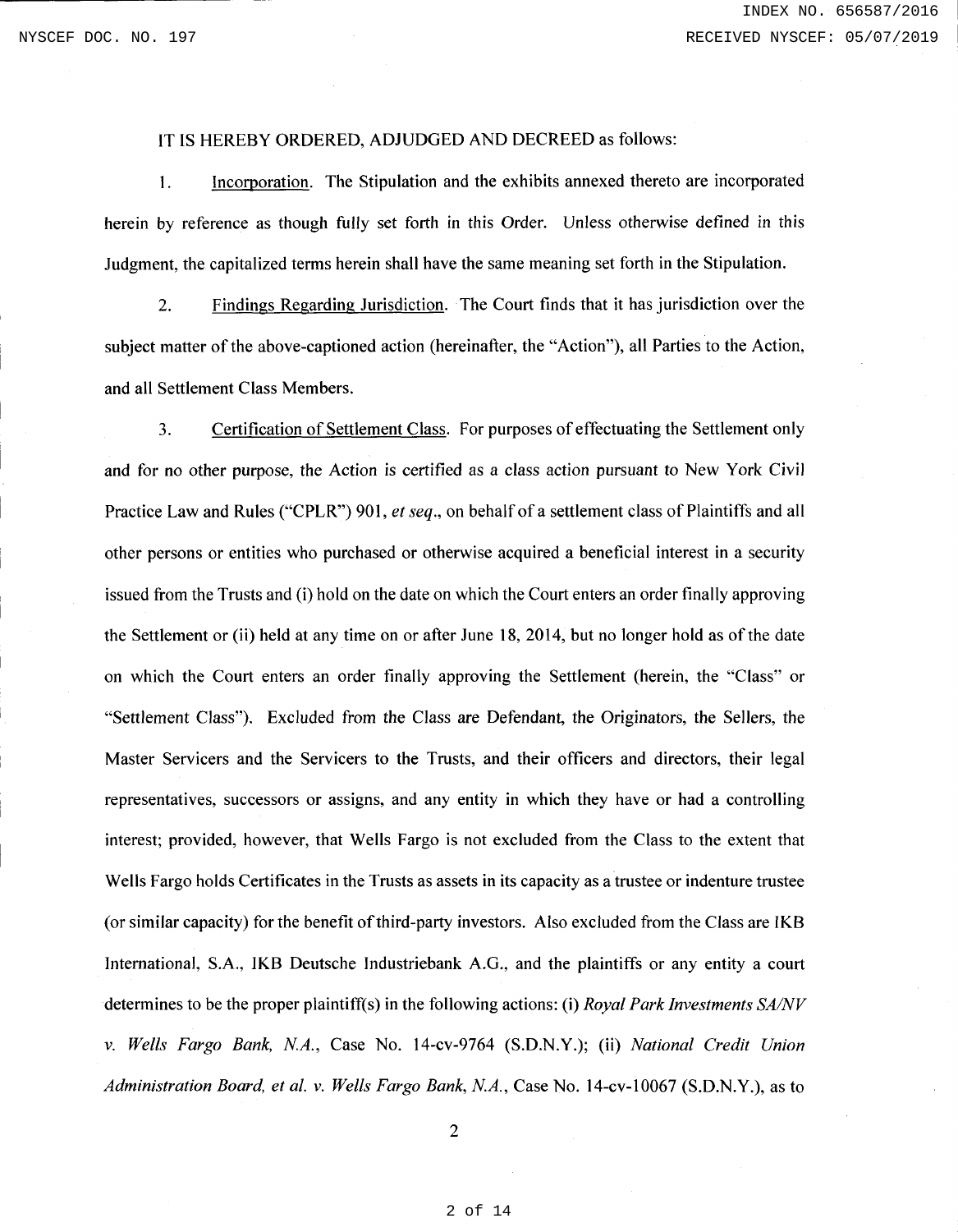IT IS HEREBY ORDERED, ADJUDGED AND DECREED as follows:

1. Incorporation. The Stipulation and the exhibits annexed thereto are incorporated herein by reference as though fully set forth in this Order. Unless otherwise defined in this Judgment, the capitalized terms herein shall have the same meaning set forth in the Stipulation.

2. Findings Regarding Jurisdiction. The Court finds that it has jurisdiction over the subject matter of the above-captioned action (hereinafter, the "Action"), all Parties to the Action, and all Settlement Class Members.

3. Certification of Settlement Class. For purposes of effectuating the Settlement only and for no other purpose, the Action is certified as a class action pursuant to New York Civil Practice Law and Rules ("CPLR") 901, *et seq*., on behalf of a settlement class of Plaintiffs and all other persons or entities who purchased or otherwise acquired a beneficial interest in a security issued from the Trusts and (i) hold on the date on which the Court enters an order finally approving the Settlement or (ii) held at any time on or after June 18, 2014, but no longer hold as of the date on which the Court enters an order finally approving the Settlement (herein, the "Class" or "Settlement Class"). Excluded from the Class are Defendant, the Originators, the Sellers, the Master Servicers and the Servicers to the Trusts, and their officers and directors, their legal representatives, successors or assigns, and any entity in which they have or had a controlling interest; provided, however, that Wells Fargo is not excluded from the Class to the extent that Wells Fargo holds Certificates in the Trusts as assets in its capacity as a trustee or indenture trustee (or similar capacity) for the benefit of third-party investors. Also excluded from the Class are IKB International, S.A., IKB Deutsche Industriebank A.G., and the plaintiffs or any entity a court determines to be the proper plaintiff(s) in the following actions: (i) *Royal Park Investments SA/NV v. Wells Fargo Bank, N.A.*, Case No. 14-cv-9764 (S.D.N.Y.); (ii) *National Credit Union Administration Board, et al. v. Wells Fargo Bank, N.A.*, Case No. 14-cv-10067 (S.D.N.Y.), as to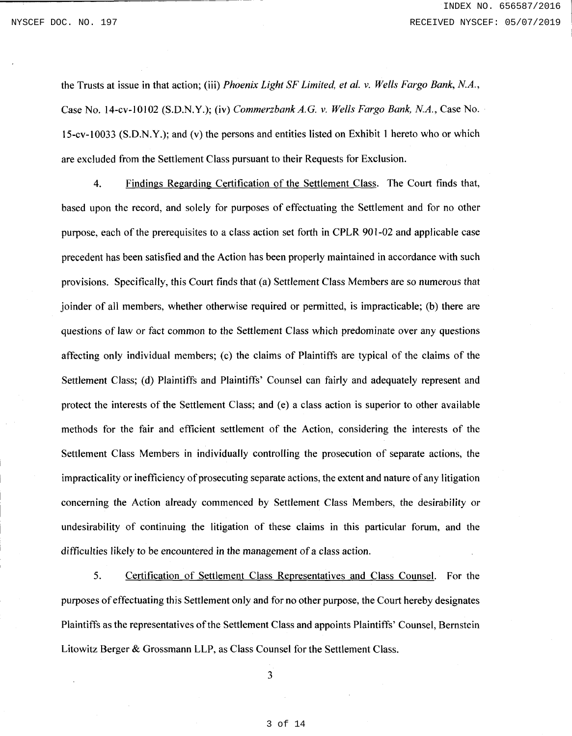the Trusts at issue in that action; (iii) *Phoenix Light SF Limited, et al. v. Wells Fargo Bank, N.A.*, Case No. 14-cv-10102 (S.D.N.Y.); (iv) *Commerzbank A.G. v. Wells Fargo Bank, N.A.*, Case No. 15-cv-10033 (S.D.N.Y.); and (v) the persons and entities listed on Exhibit 1 hereto who or which are excluded from the Settlement Class pursuant to their Requests for Exclusion.

4. Findings Regarding Certification of the Settlement Class. The Court finds that, based upon the record, and solely for purposes of effectuating the Settlement and for no other purpose, each of the prerequisites to a class action set forth in CPLR 901-02 and applicable case precedent has been satisfied and the Action has been properly maintained in accordance with such provisions. Specifically, this Court finds that (a) Settlement Class Members are so numerous that joinder of all members, whether otherwise required or permitted, is impracticable; (b) there are questions of law or fact common to the Settlement Class which predominate over any questions affecting only individual members; (c) the claims of Plaintiffs are typical of the claims of the Settlement Class; (d) Plaintiffs and Plaintiffs' Counsel can fairly and adequately represent and protect the interests of the Settlement Class; and (e) a class action is superior to other available methods for the fair and efficient settlement of the Action, considering the interests of the Settlement Class Members in individually controlling the prosecution of separate actions, the impracticality or inefficiency of prosecuting separate actions, the extent and nature of any litigation concerning the Action already commenced by Settlement Class Members, the desirability or undesirability of continuing the litigation of these claims in this particular forum, and the difficulties likely to be encountered in the management of a class action.

5. Certification of Settlement Class Representatives and Class Counsel. For the purposes of effectuating this Settlement only and for no other purpose, the Court hereby designates Plaintiffs as the representatives of the Settlement Class and appoints Plaintiffs' Counsel, Bernstein Litowitz Berger & Grossmann LLP, as Class Counsel for the Settlement Class.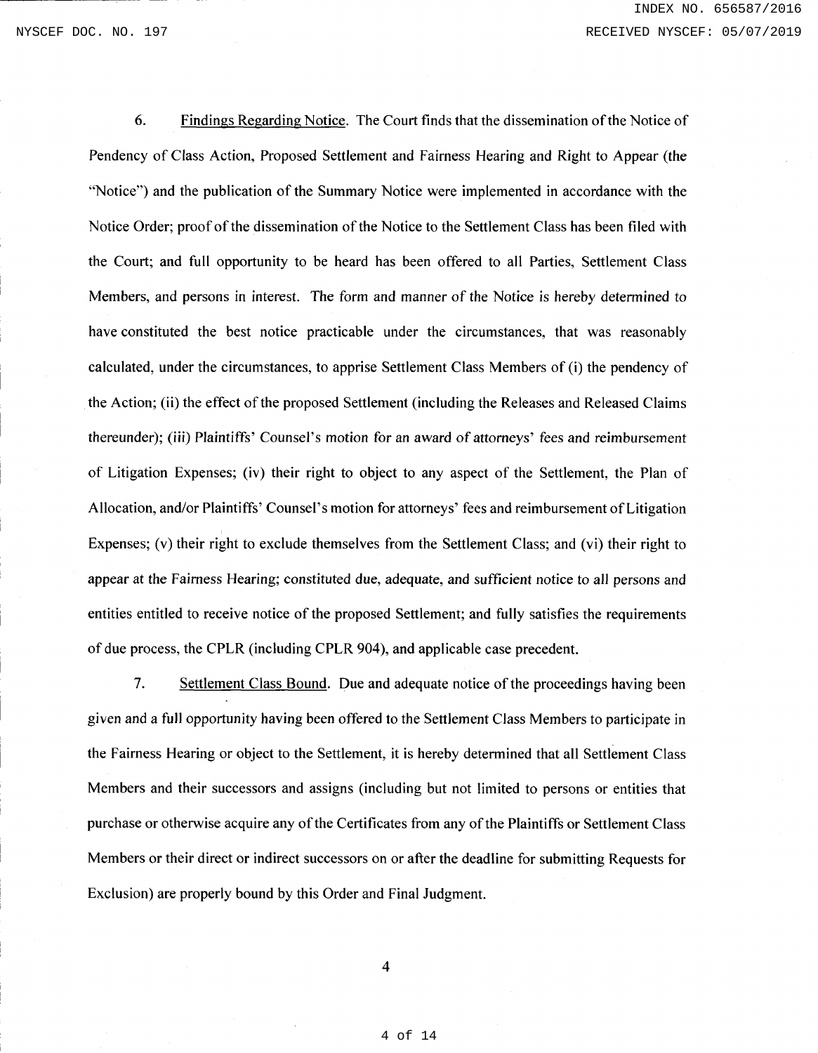6. Findings Regarding Notice. The Court finds that the dissemination of the Notice of Pendency of Class Action, Proposed Settlement and Fairness Hearing and Right to Appear (the "Notice") and the publication of the Summary Notice were implemented in accordance with the Notice Order; proof of the dissemination of the Notice to the Settlement Class has been filed with the Court; and full opportunity to be heard has been offered to all Parties, Settlement Class Members, and persons in interest. The form and manner of the Notice is hereby determined to have constituted the best notice practicable under the circumstances, that was reasonably calculated, under the circumstances, to apprise Settlement Class Members of (i) the pendency of the Action; (ii) the effect of the proposed Settlement (including the Releases and Released Claims thereunder); (iii) Plaintiffs' Counsel's motion for an award of attorneys' fees and reimbursement of Litigation Expenses; (iv) their right to object to any aspect of the Settlement, the Plan of Allocation, and/or Plaintiffs' Counsel's motion for attorneys' fees and reimbursement of Litigation Expenses; (v) their right to exclude themselves from the Settlement Class; and (vi) their right to appear at the Fairness Hearing; constituted due, adequate, and sufficient notice to all persons and entities entitled to receive notice of the proposed Settlement; and fully satisfies the requirements of due process, the CPLR (including CPLR 904), and applicable case precedent.

7. Settlement Class Bound. Due and adequate notice of the proceedings having been given and a full opportunity having been offered to the Settlement Class Members to participate in the Fairness Hearing or object to the Settlement, it is hereby determined that all Settlement Class Members and their successors and assigns (including but not limited to persons or entities that purchase or otherwise acquire any of the Certificates from any of the Plaintiffs or Settlement Class Members or their direct or indirect successors on or after the deadline for submitting Requests for Exclusion) are properly bound by this Order and Final Judgment.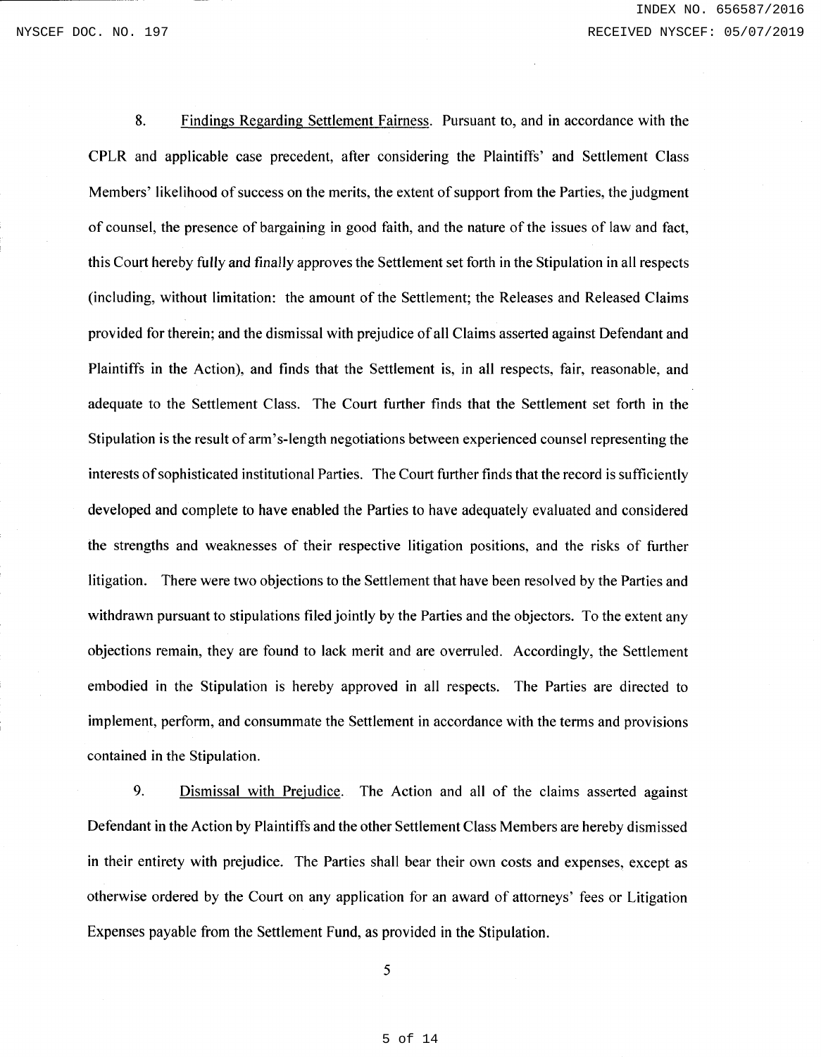8. <u>Findings Regarding Settlement Fairness</u>. Pursuant to, and in accordance with the CPLR and applicable case precedent, after considering the Plaintiffs' and Settlement Class Members' likelihood of success on the merits, the extent of support from the Parties, the judgment of counsel, the presence of bargaining in good faith, and the nature of the issues of law and fact, this Court hereby fully and finally approves the Settlement set forth in the Stipulation in all respects (including, without limitation: the amount of the Settlement; the Releases and Released Claims provided for therein; and the dismissal with prejudice of all Claims asserted against Defendant and Plaintiffs in the Action), and finds that the Settlement is, in all respects, fair, reasonable, and adequate to the Settlement Class. The Court further finds that the Settlement set forth in the Stipulation is the result of arm's-length negotiations between experienced counsel representing the interests of sophisticated institutional Parties. The Court further finds that the record is sufficiently developed and complete to have enabled the Parties to have adequately evaluated and considered the strengths and weaknesses of their respective litigation positions, and the risks of further litigation. There were two objections to the Settlement that have been resolved by the Parties and withdrawn pursuant to stipulations filed jointly by the Parties and the objectors. To the extent any objections remain, they are found to lack merit and are overruled. Accordingly, the Settlement embodied in the Stipulation is hereby approved in all respects. The Parties are directed to implement, perform, and consummate the Settlement in accordance with the terms and provisions contained in the Stipulation.

9. <u>Dismissal with Prejudice</u>. The Action and all of the claims asserted against Defendant in the Action by Plaintiffs and the other Settlement Class Members are hereby dismissed in their entirety with prejudice. The Parties shall bear their own costs and expenses, except as otherwise ordered by the Court on any application for an award of attorneys' fees or Litigation Expenses payable from the Settlement Fund, as provided in the Stipulation.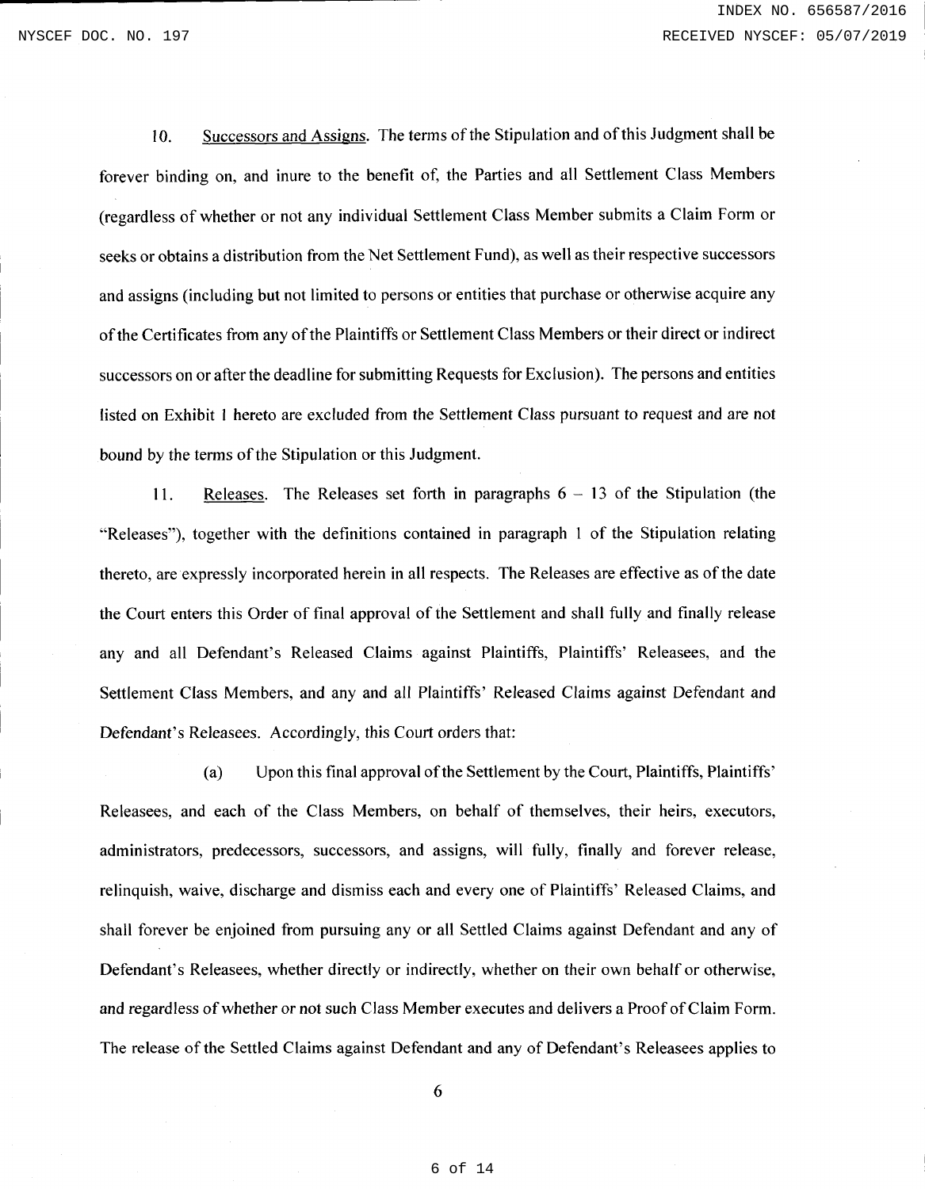10. Successors and Assigns. The terms of the Stipulation and of this Judgment shall be forever binding on, and inure to the benefit of, the Parties and all Settlement Class Members (regardless of whether or not any individual Settlement Class Member submits a Claim Form or seeks or obtains a distribution from the Net Settlement Fund), as well as their respective successors and assigns (including but not limited to persons or entities that purchase or otherwise acquire any of the Certificates from any of the Plaintiffs or Settlement Class Members or their direct or indirect successors on or after the deadline for submitting Requests for Exclusion). The persons and entities listed on Exhibit 1 hereto are excluded from the Settlement Class pursuant to request and are not bound by the terms of the Stipulation or this Judgment.

11. Releases. The Releases set forth in paragraphs 6 – 13 of the Stipulation (the "Releases"), together with the definitions contained in paragraph 1 of the Stipulation relating thereto, are expressly incorporated herein in all respects. The Releases are effective as of the date the Court enters this Order of final approval of the Settlement and shall fully and finally release any and all Defendant's Released Claims against Plaintiffs, Plaintiffs' Releasees, and the Settlement Class Members, and any and all Plaintiffs' Released Claims against Defendant and Defendant's Releasees. Accordingly, this Court orders that:

(a) Upon this final approval of the Settlement by the Court, Plaintiffs, Plaintiffs' Releasees, and each of the Class Members, on behalf of themselves, their heirs, executors, administrators, predecessors, successors, and assigns, will fully, finally and forever release, relinquish, waive, discharge and dismiss each and every one of Plaintiffs' Released Claims, and shall forever be enjoined from pursuing any or all Settled Claims against Defendant and any of Defendant's Releasees, whether directly or indirectly, whether on their own behalf or otherwise, and regardless of whether or not such Class Member executes and delivers a Proof of Claim Form. The release of the Settled Claims against Defendant and any of Defendant's Releasees applies to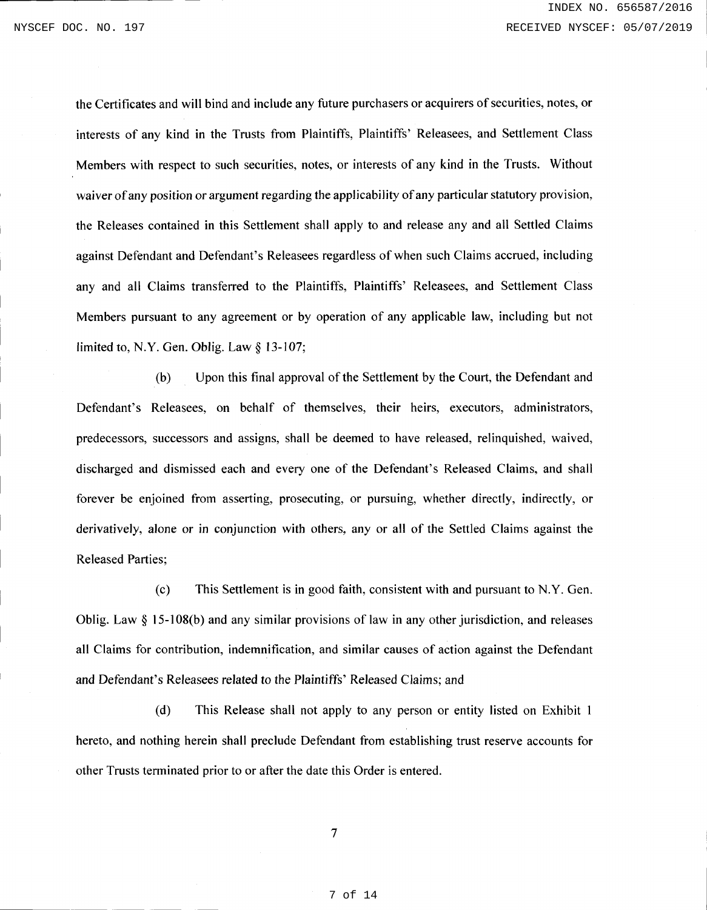the Certificates and will bind and include any future purchasers or acquirers of securities, notes, or interests of any kind in the Trusts from Plaintiffs, Plaintiffs' Releasees, and Settlement Class Members with respect to such securities, notes, or interests of any kind in the Trusts. Without waiver of any position or argument regarding the applicability of any particular statutory provision, the Releases contained in this Settlement shall apply to and release any and all Settled Claims against Defendant and Defendant's Releasees regardless of when such Claims accrued, including any and all Claims transferred to the Plaintiffs, Plaintiffs' Releasees, and Settlement Class Members pursuant to any agreement or by operation of any applicable law, including but not limited to, N.Y. Gen. Oblig. Law § 13-107;

(b) Upon this final approval of the Settlement by the Court, the Defendant and Defendant's Releasees, on behalf of themselves, their heirs, executors, administrators, predecessors, successors and assigns, shall be deemed to have released, relinquished, waived, discharged and dismissed each and every one of the Defendant's Released Claims, and shall forever be enjoined from asserting, prosecuting, or pursuing, whether directly, indirectly, or derivatively, alone or in conjunction with others, any or all of the Settled Claims against the Released Parties;

(c) This Settlement is in good faith, consistent with and pursuant to N.Y. Gen. Oblig. Law § 15-108(b) and any similar provisions of law in any other jurisdiction, and releases all Claims for contribution, indemnification, and similar causes of action against the Defendant and Defendant's Releasees related to the Plaintiffs' Released Claims; and

(d) This Release shall not apply to any person or entity listed on Exhibit 1 hereto, and nothing herein shall preclude Defendant from establishing trust reserve accounts for other Trusts terminated prior to or after the date this Order is entered.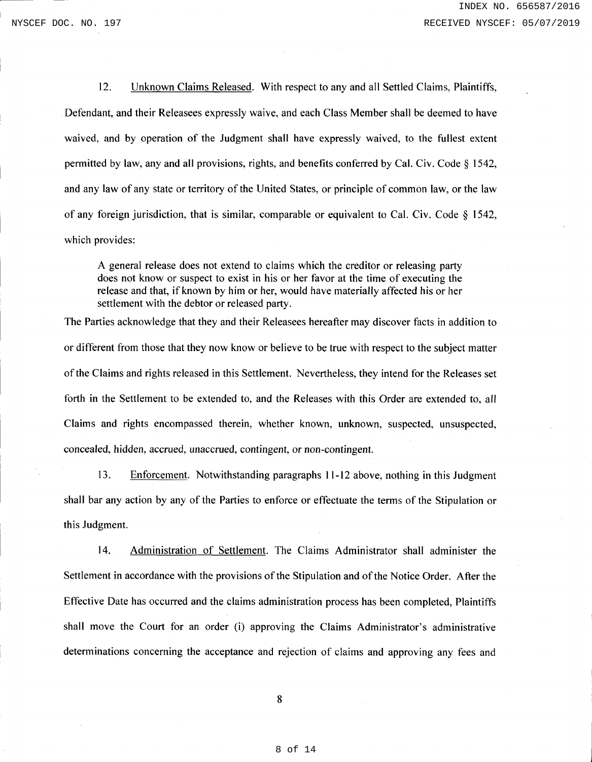12. Unknown Claims Released. With respect to any and all Settled Claims, Plaintiffs, Defendant, and their Releasees expressly waive, and each Class Member shall be deemed to have waived, and by operation of the Judgment shall have expressly waived, to the fullest extent permitted by law, any and all provisions, rights, and benefits conferred by Cal. Civ. Code § 1542, and any law of any state or territory of the United States, or principle of common law, or the law of any foreign jurisdiction, that is similar, comparable or equivalent to Cal. Civ. Code § 1542, which provides:

> A general release does not extend to claims which the creditor or releasing party does not know or suspect to exist in his or her favor at the time of executing the release and that, if known by him or her, would have materially affected his or her settlement with the debtor or released party.

The Parties acknowledge that they and their Releasees hereafter may discover facts in addition to or different from those that they now know or believe to be true with respect to the subject matter of the Claims and rights released in this Settlement. Nevertheless, they intend for the Releases set forth in the Settlement to be extended to, and the Releases with this Order are extended to, all Claims and rights encompassed therein, whether known, unknown, suspected, unsuspected, concealed, hidden, accrued, unaccrued, contingent, or non-contingent.

13. Enforcement. Notwithstanding paragraphs 11-12 above, nothing in this Judgment shall bar any action by any of the Parties to enforce or effectuate the terms of the Stipulation or this Judgment.

14. Administration of Settlement. The Claims Administrator shall administer the Settlement in accordance with the provisions of the Stipulation and of the Notice Order. After the Effective Date has occurred and the claims administration process has been completed, Plaintiffs shall move the Court for an order (i) approving the Claims Administrator's administrative determinations concerning the acceptance and rejection of claims and approving any fees and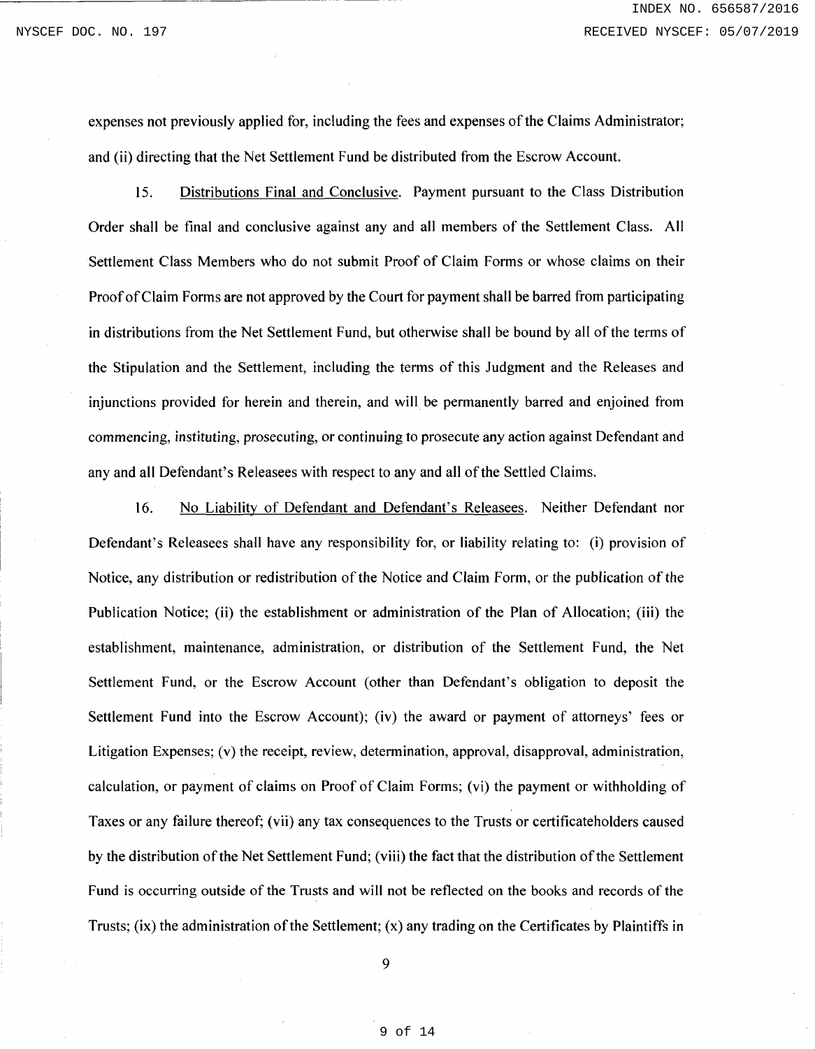expenses not previously applied for, including the fees and expenses of the Claims Administrator; and (ii) directing that the Net Settlement Fund be distributed from the Escrow Account.

15. Distributions Final and Conclusive. Payment pursuant to the Class Distribution Order shall be final and conclusive against any and all members of the Settlement Class. All Settlement Class Members who do not submit Proof of Claim Forms or whose claims on their Proof of Claim Forms are not approved by the Court for payment shall be barred from participating in distributions from the Net Settlement Fund, but otherwise shall be bound by all of the terms of the Stipulation and the Settlement, including the terms of this Judgment and the Releases and injunctions provided for herein and therein, and will be permanently barred and enjoined from commencing, instituting, prosecuting, or continuing to prosecute any action against Defendant and any and all Defendant's Releasees with respect to any and all of the Settled Claims.

16. No Liability of Defendant and Defendant's Releasees. Neither Defendant nor Defendant's Releasees shall have any responsibility for, or liability relating to: (i) provision of Notice, any distribution or redistribution of the Notice and Claim Form, or the publication of the Publication Notice; (ii) the establishment or administration of the Plan of Allocation; (iii) the establishment, maintenance, administration, or distribution of the Settlement Fund, the Net Settlement Fund, or the Escrow Account (other than Defendant's obligation to deposit the Settlement Fund into the Escrow Account); (iv) the award or payment of attorneys' fees or Litigation Expenses; (v) the receipt, review, determination, approval, disapproval, administration, calculation, or payment of claims on Proof of Claim Forms; (vi) the payment or withholding of Taxes or any failure thereof; (vii) any tax consequences to the Trusts or certificateholders caused by the distribution of the Net Settlement Fund; (viii) the fact that the distribution of the Settlement Fund is occurring outside of the Trusts and will not be reflected on the books and records of the Trusts; (ix) the administration of the Settlement; (x) any trading on the Certificates by Plaintiffs in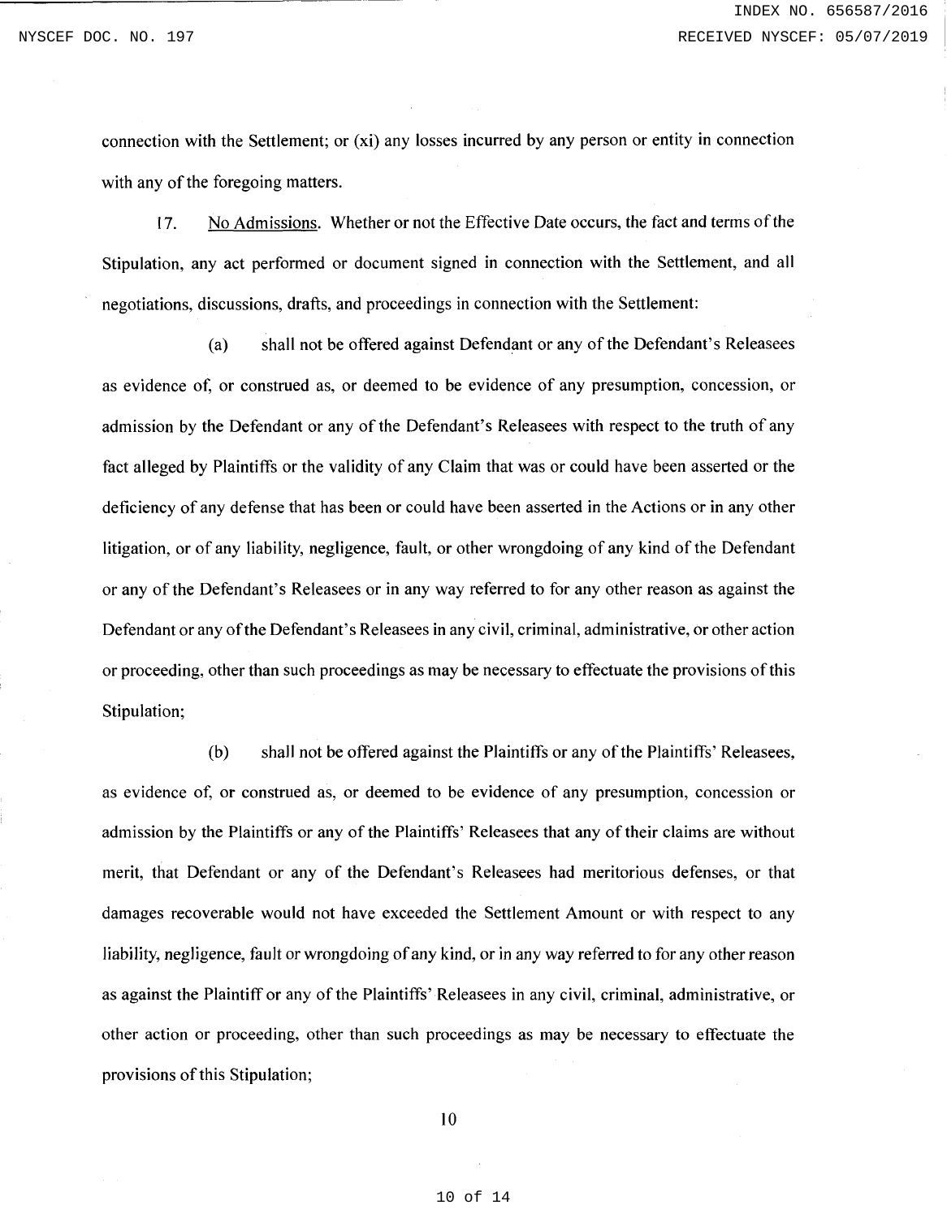connection with the Settlement; or (xi) any losses incurred by any person or entity in connection with any of the foregoing matters.

17. No Admissions. Whether or not the Effective Date occurs, the fact and terms of the Stipulation, any act performed or document signed in connection with the Settlement, and all negotiations, discussions, drafts, and proceedings in connection with the Settlement:

(a) shall not be offered against Defendant or any of the Defendant's Releasees as evidence of, or construed as, or deemed to be evidence of any presumption, concession, or admission by the Defendant or any of the Defendant's Releasees with respect to the truth of any fact alleged by Plaintiffs or the validity of any Claim that was or could have been asserted or the deficiency of any defense that has been or could have been asserted in the Actions or in any other litigation, or of any liability, negligence, fault, or other wrongdoing of any kind of the Defendant or any of the Defendant's Releasees or in any way referred to for any other reason as against the Defendant or any of the Defendant's Releasees in any civil, criminal, administrative, or other action or proceeding, other than such proceedings as may be necessary to effectuate the provisions of this Stipulation;

(b) shall not be offered against the Plaintiffs or any of the Plaintiffs' Releasees, as evidence of, or construed as, or deemed to be evidence of any presumption, concession or admission by the Plaintiffs or any of the Plaintiffs' Releasees that any of their claims are without merit, that Defendant or any of the Defendant's Releasees had meritorious defenses, or that damages recoverable would not have exceeded the Settlement Amount or with respect to any liability, negligence, fault or wrongdoing of any kind, or in any way referred to for any other reason as against the Plaintiff or any of the Plaintiffs' Releasees in any civil, criminal, administrative, or other action or proceeding, other than such proceedings as may be necessary to effectuate the provisions of this Stipulation;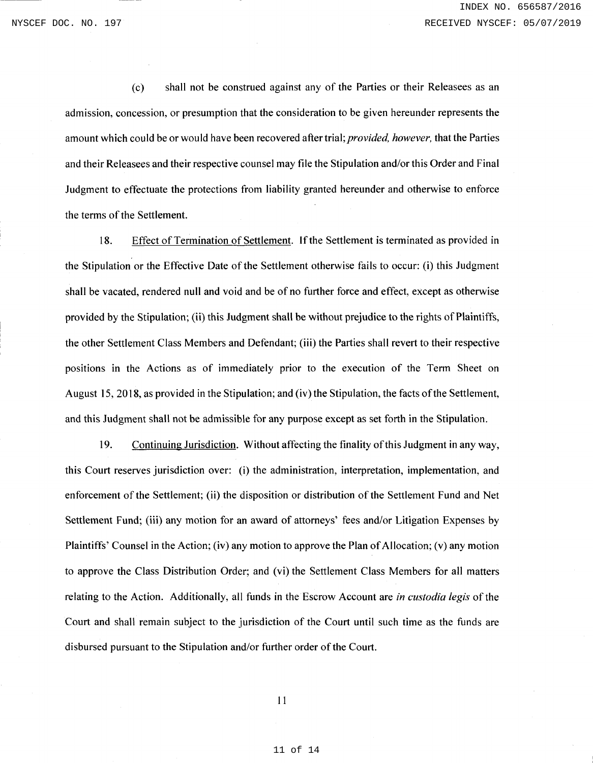(c) shall not be construed against any of the Parties or their Releasees as an admission, concession, or presumption that the consideration to be given hereunder represents the amount which could be or would have been recovered after trial; *provided, however,* that the Parties and their Releasees and their respective counsel may file the Stipulation and/or this Order and Final Judgment to effectuate the protections from liability granted hereunder and otherwise to enforce the terms of the Settlement.

18. Effect of Termination of Settlement. If the Settlement is terminated as provided in the Stipulation or the Effective Date of the Settlement otherwise fails to occur: (i) this Judgment shall be vacated, rendered null and void and be of no further force and effect, except as otherwise provided by the Stipulation; (ii) this Judgment shall be without prejudice to the rights of Plaintiffs, the other Settlement Class Members and Defendant; (iii) the Parties shall revert to their respective positions in the Actions as of immediately prior to the execution of the Term Sheet on August 15, 2018, as provided in the Stipulation; and (iv) the Stipulation, the facts of the Settlement, and this Judgment shall not be admissible for any purpose except as set forth in the Stipulation.

19. Continuing Jurisdiction. Without affecting the finality of this Judgment in any way, this Court reserves jurisdiction over: (i) the administration, interpretation, implementation, and enforcement of the Settlement; (ii) the disposition or distribution of the Settlement Fund and Net Settlement Fund; (iii) any motion for an award of attorneys' fees and/or Litigation Expenses by Plaintiffs' Counsel in the Action; (iv) any motion to approve the Plan of Allocation; (v) any motion to approve the Class Distribution Order; and (vi) the Settlement Class Members for all matters relating to the Action. Additionally, all funds in the Escrow Account are *in custodia legis* of the Court and shall remain subject to the jurisdiction of the Court until such time as the funds are disbursed pursuant to the Stipulation and/or further order of the Court.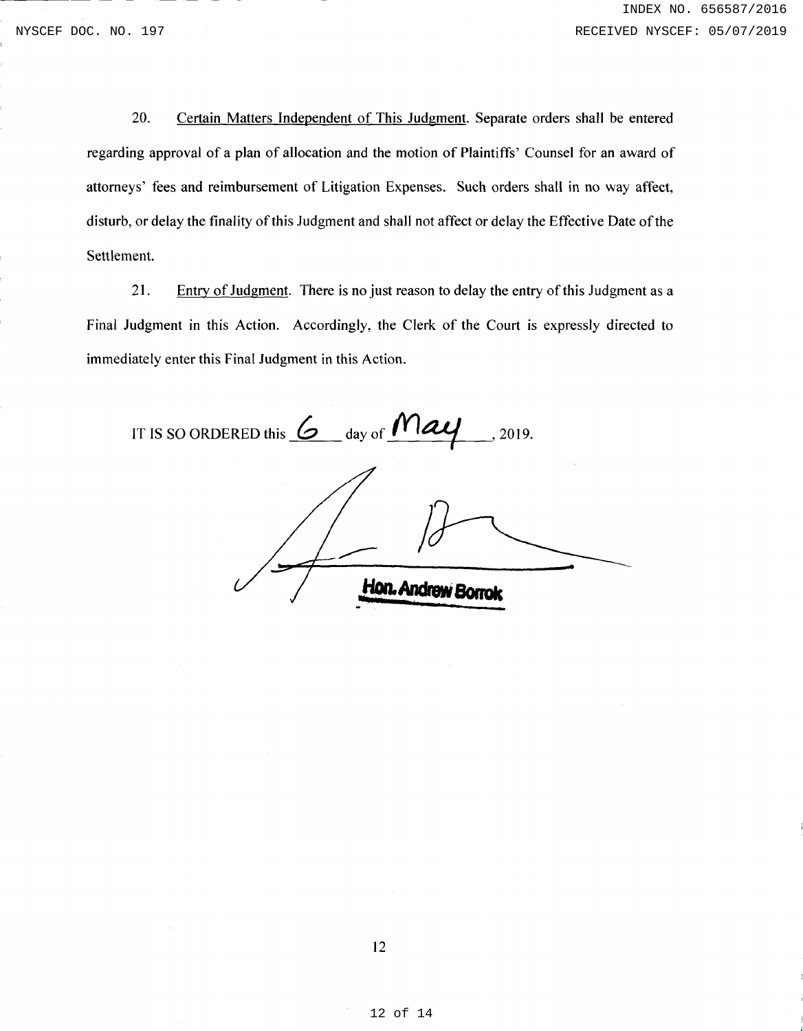20. Certain Matters Independent of This Judgment. Separate orders shall be entered regarding approval of a plan of allocation and the motion of Plaintiffs' Counsel for an award of attorneys' fees and reimbursement of Litigation Expenses. Such orders shall in no way affect, disturb, or delay the finality of this Judgment and shall not affect or delay the Effective Date of the Settlement.

21. Entry of Judgment. There is no just reason to delay the entry of this Judgment as a Final Judgment in this Action. Accordingly, the Clerk of the Court is expressly directed to immediately enter this Final Judgment in this Action.

IT IS SO ORDERED this 6 day of May, 2019.

Hon. Andrew Borrok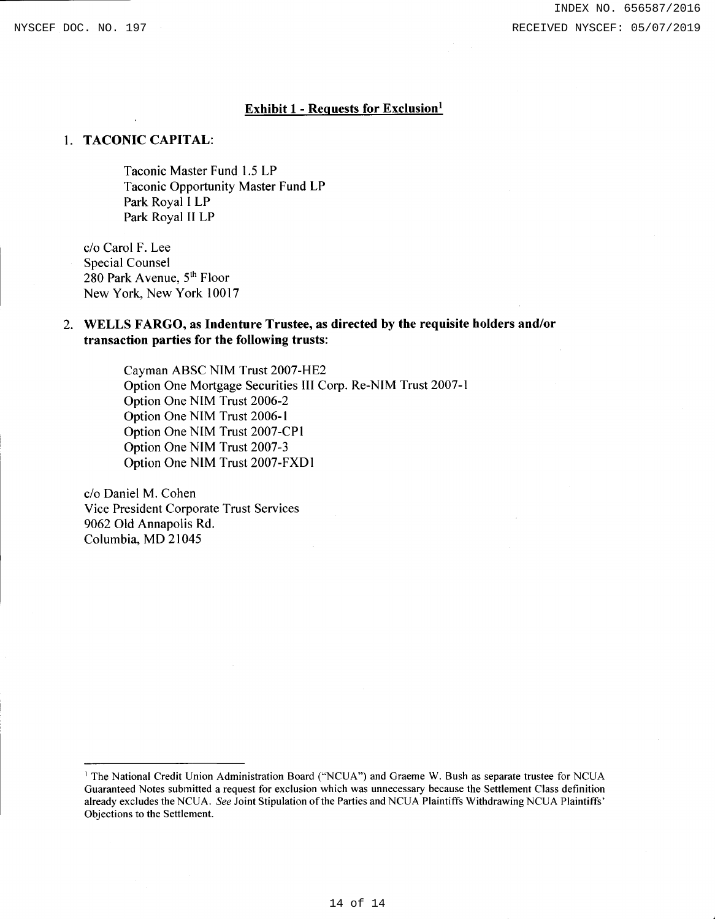## Exhibit 1 - Requests for Exclusion[1]

1. **TACONIC CAPITAL**:

   Taconic Master Fund 1.5 LP
   Taconic Opportunity Master Fund LP
   Park Royal I LP
   Park Royal II LP

   c/o Carol F. Lee
   Special Counsel
   280 Park Avenue, 5th Floor
   New York, New York 10017

2. **WELLS FARGO, as Indenture Trustee, as directed by the requisite holders and/or transaction parties for the following trusts**:

   Cayman ABSC NIM Trust 2007-HE2
   Option One Mortgage Securities III Corp. Re-NIM Trust 2007-1
   Option One NIM Trust 2006-2
   Option One NIM Trust 2006-1
   Option One NIM Trust 2007-CP1
   Option One NIM Trust 2007-3
   Option One NIM Trust 2007-FXD1

   c/o Daniel M. Cohen
   Vice President Corporate Trust Services
   9062 Old Annapolis Rd.
   Columbia, MD 21045

---

[1] The National Credit Union Administration Board ("NCUA") and Graeme W. Bush as separate trustee for NCUA Guaranteed Notes submitted a request for exclusion which was unnecessary because the Settlement Class definition already excludes the NCUA. *See* Joint Stipulation of the Parties and NCUA Plaintiffs Withdrawing NCUA Plaintiffs' Objections to the Settlement.